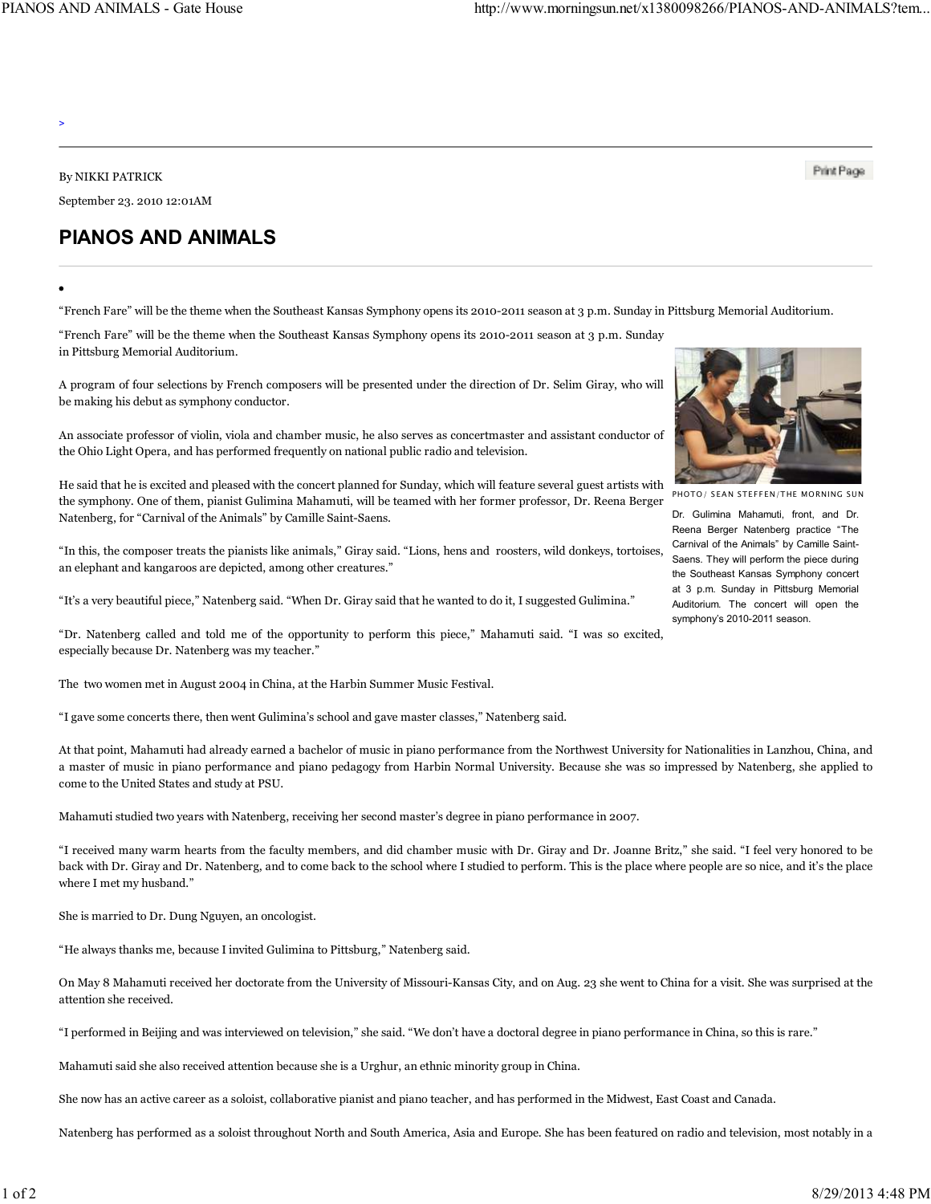By NIKKI PATRICK

September 23. 2010 12:01AM

# PIANOS AND ANIMALS

“French Fare” will be the theme when the Southeast Kansas Symphony opens its 2010-2011 season at 3 p.m. Sunday in Pittsburg Memorial Auditorium.

“French Fare” will be the theme when the Southeast Kansas Symphony opens its 2010-2011 season at 3 p.m. Sunday in Pittsburg Memorial Auditorium.

A program of four selections by French composers will be presented under the direction of Dr. Selim Giray, who will be making his debut as symphony conductor.

An associate professor of violin, viola and chamber music, he also serves as concertmaster and assistant conductor of the Ohio Light Opera, and has performed frequently on national public radio and television.

He said that he is excited and pleased with the concert planned for Sunday, which will feature several guest artists with the symphony. One of them, pianist Gulimina Mahamuti, will be teamed with her former professor, Dr. Reena Berger Natenberg, for “Carnival of the Animals” by Camille Saint-Saens.

PHOTO/ SEAN STEFFEN/THE MORNING SUN

Dr. Gulimina Mahamuti, front, and Dr. Reena Berger Natenberg practice “The Carnival of the Animals” by Camille Saint-Saens. They will perform the piece during the Southeast Kansas Symphony concert at 3 p.m. Sunday in Pittsburg Memorial Auditorium. The concert will open the symphony's 2010-2011 season.

“In this, the composer treats the pianists like animals,” Giray said. “Lions, hens and roosters, wild donkeys, tortoises, an elephant and kangaroos are depicted, among other creatures.”

“It’s a very beautiful piece,” Natenberg said. “When Dr. Giray said that he wanted to do it, I suggested Gulimina.”

“Dr. Natenberg called and told me of the opportunity to perform this piece,” Mahamuti said. “I was so excited, especially because Dr. Natenberg was my teacher.”

The two women met in August 2004 in China, at the Harbin Summer Music Festival.

“I gave some concerts there, then went Gulimina’s school and gave master classes,” Natenberg said.

At that point, Mahamuti had already earned a bachelor of music in piano performance from the Northwest University for Nationalities in Lanzhou, China, and a master of music in piano performance and piano pedagogy from Harbin Normal University. Because she was so impressed by Natenberg, she applied to come to the United States and study at PSU.

Mahamuti studied two years with Natenberg, receiving her second master’s degree in piano performance in 2007.

“I received many warm hearts from the faculty members, and did chamber music with Dr. Giray and Dr. Joanne Britz,” she said. “I feel very honored to be back with Dr. Giray and Dr. Natenberg, and to come back to the school where I studied to perform. This is the place where people are so nice, and it’s the place where I met my husband.”

She is married to Dr. Dung Nguyen, an oncologist.

“He always thanks me, because I invited Gulimina to Pittsburg,” Natenberg said.

On May 8 Mahamuti received her doctorate from the University of Missouri-Kansas City, and on Aug. 23 she went to China for a visit. She was surprised at the attention she received.

“I performed in Beijing and was interviewed on television,” she said. “We don’t have a doctoral degree in piano performance in China, so this is rare.”

Mahamuti said she also received attention because she is a Urghur, an ethnic minority group in China.

She now has an active career as a soloist, collaborative pianist and piano teacher, and has performed in the Midwest, East Coast and Canada.

Natenberg has performed as a soloist throughout North and South America, Asia and Europe. She has been featured on radio and television, most notably in a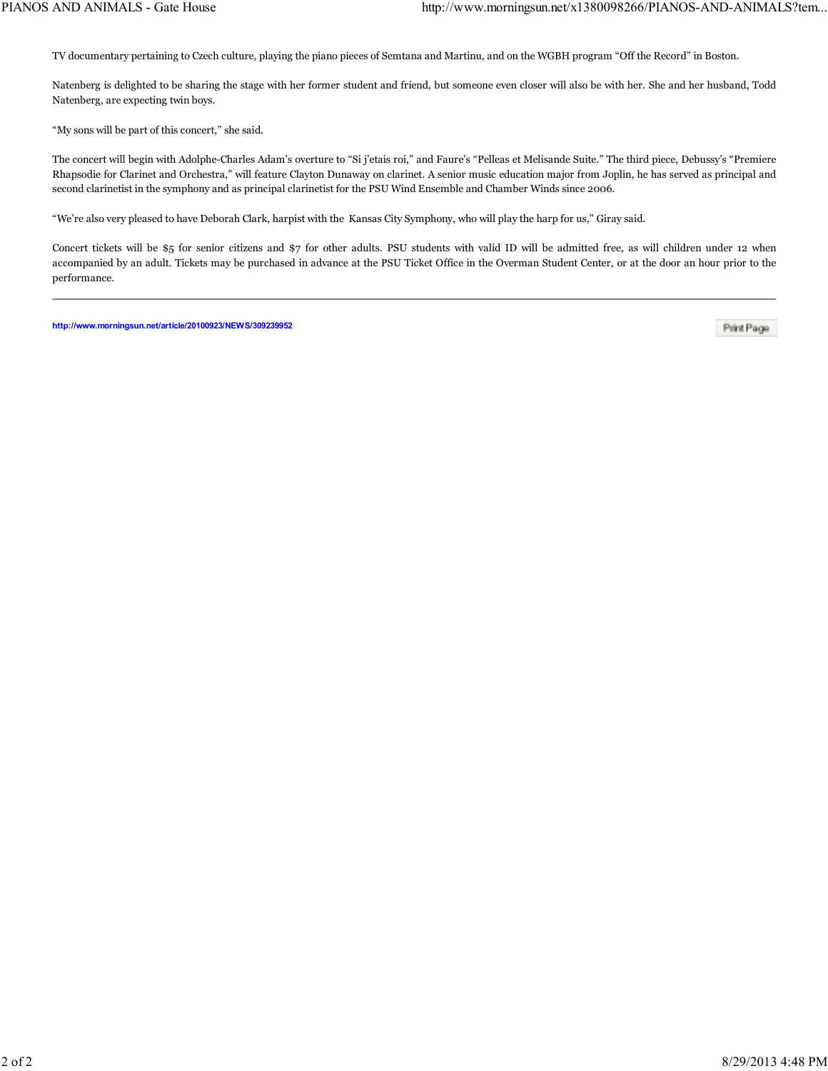TV documentary pertaining to Czech culture, playing the piano pieces of Semtana and Martinu, and on the WGBH program “Off the Record” in Boston.

Natenberg is delighted to be sharing the stage with her former student and friend, but someone even closer will also be with her. She and her husband, Todd Natenberg, are expecting twin boys.

“My sons will be part of this concert,” she said.

The concert will begin with Adolphe-Charles Adam’s overture to “Si j’etais roi,” and Faure’s “Pelleas et Melisande Suite.” The third piece, Debussy’s “Premiere Rhapsodie for Clarinet and Orchestra,” will feature Clayton Dunaway on clarinet. A senior music education major from Joplin, he has served as principal and second clarinetist in the symphony and as principal clarinetist for the PSU Wind Ensemble and Chamber Winds since 2006.

“We’re also very pleased to have Deborah Clark, harpist with the Kansas City Symphony, who will play the harp for us,” Giray said.

Concert tickets will be $5 for senior citizens and $7 for other adults. PSU students with valid ID will be admitted free, as will children under 12 when accompanied by an adult. Tickets may be purchased in advance at the PSU Ticket Office in the Overman Student Center, or at the door an hour prior to the performance.

---

http://www.morningsun.net/article/20100923/NEWS/309239952